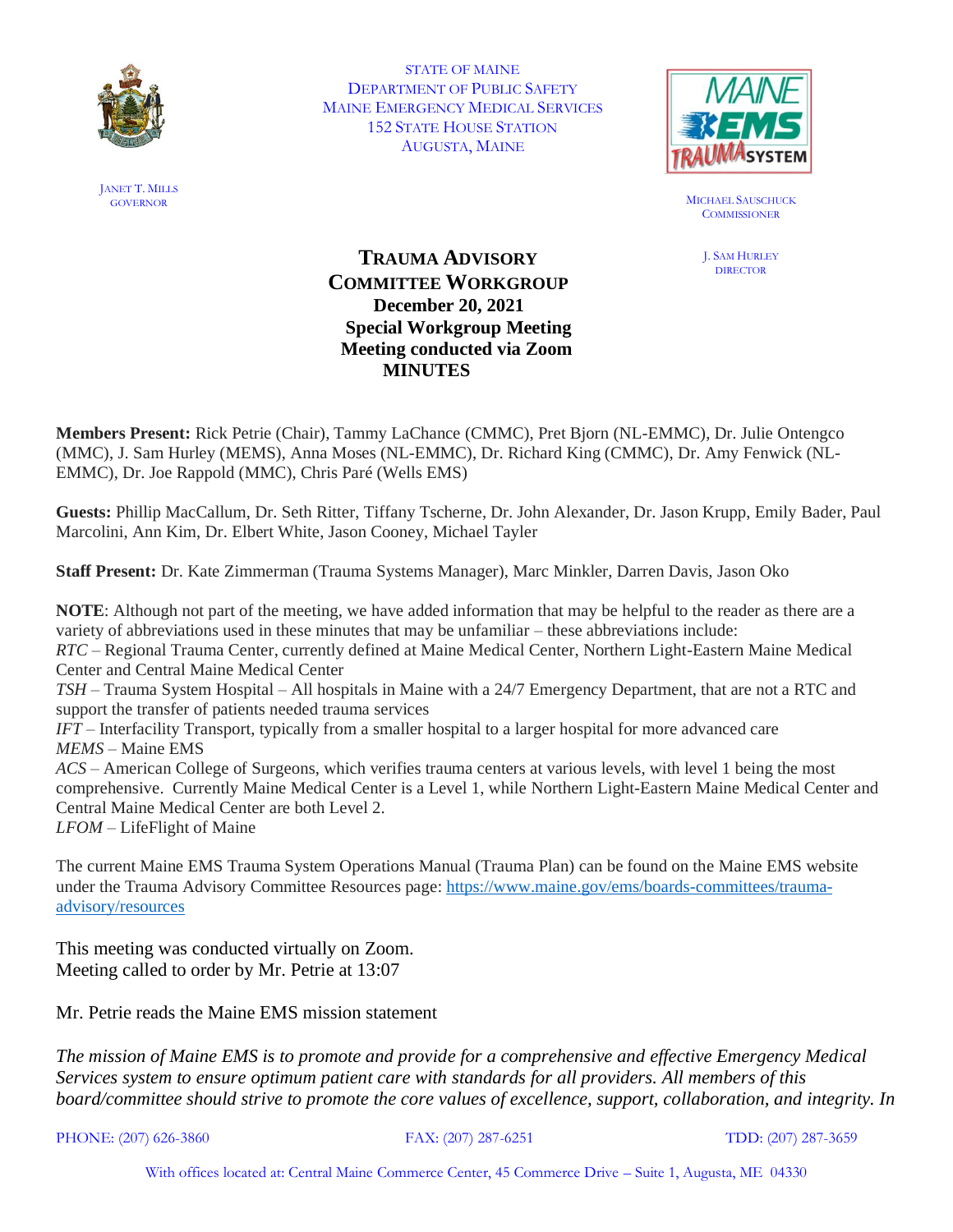STATE OF MAINE
DEPARTMENT OF PUBLIC SAFETY
MAINE EMERGENCY MEDICAL SERVICES
152 STATE HOUSE STATION
AUGUSTA, MAINE

JANET T. MILLS
GOVERNOR

MICHAEL SAUSCHUCK
COMMISSIONER

J. SAM HURLEY
DIRECTOR

# TRAUMA ADVISORY COMMITTEE WORKGROUP

**December 20, 2021**
**Special Workgroup Meeting**
**Meeting conducted via Zoom**
**MINUTES**

**Members Present:** Rick Petrie (Chair), Tammy LaChance (CMMC), Pret Bjorn (NL-EMMC), Dr. Julie Ontengco (MMC), J. Sam Hurley (MEMS), Anna Moses (NL-EMMC), Dr. Richard King (CMMC), Dr. Amy Fenwick (NL-EMMC), Dr. Joe Rappold (MMC), Chris Paré (Wells EMS)

**Guests:** Phillip MacCallum, Dr. Seth Ritter, Tiffany Tscherne, Dr. John Alexander, Dr. Jason Krupp, Emily Bader, Paul Marcolini, Ann Kim, Dr. Elbert White, Jason Cooney, Michael Tayler

**Staff Present:** Dr. Kate Zimmerman (Trauma Systems Manager), Marc Minkler, Darren Davis, Jason Oko

**NOTE**: Although not part of the meeting, we have added information that may be helpful to the reader as there are a variety of abbreviations used in these minutes that may be unfamiliar – these abbreviations include:
*RTC* – Regional Trauma Center, currently defined at Maine Medical Center, Northern Light-Eastern Maine Medical Center and Central Maine Medical Center
*TSH* – Trauma System Hospital – All hospitals in Maine with a 24/7 Emergency Department, that are not a RTC and support the transfer of patients needed trauma services
*IFT* – Interfacility Transport, typically from a smaller hospital to a larger hospital for more advanced care
*MEMS* – Maine EMS
*ACS* – American College of Surgeons, which verifies trauma centers at various levels, with level 1 being the most comprehensive. Currently Maine Medical Center is a Level 1, while Northern Light-Eastern Maine Medical Center and Central Maine Medical Center are both Level 2.
*LFOM* – LifeFlight of Maine

The current Maine EMS Trauma System Operations Manual (Trauma Plan) can be found on the Maine EMS website under the Trauma Advisory Committee Resources page: https://www.maine.gov/ems/boards-committees/trauma-advisory/resources

This meeting was conducted virtually on Zoom.
Meeting called to order by Mr. Petrie at 13:07

Mr. Petrie reads the Maine EMS mission statement

*The mission of Maine EMS is to promote and provide for a comprehensive and effective Emergency Medical Services system to ensure optimum patient care with standards for all providers. All members of this board/committee should strive to promote the core values of excellence, support, collaboration, and integrity. In*

PHONE: (207) 626-3860 FAX: (207) 287-6251 TDD: (207) 287-3659

With offices located at: Central Maine Commerce Center, 45 Commerce Drive – Suite 1, Augusta, ME 04330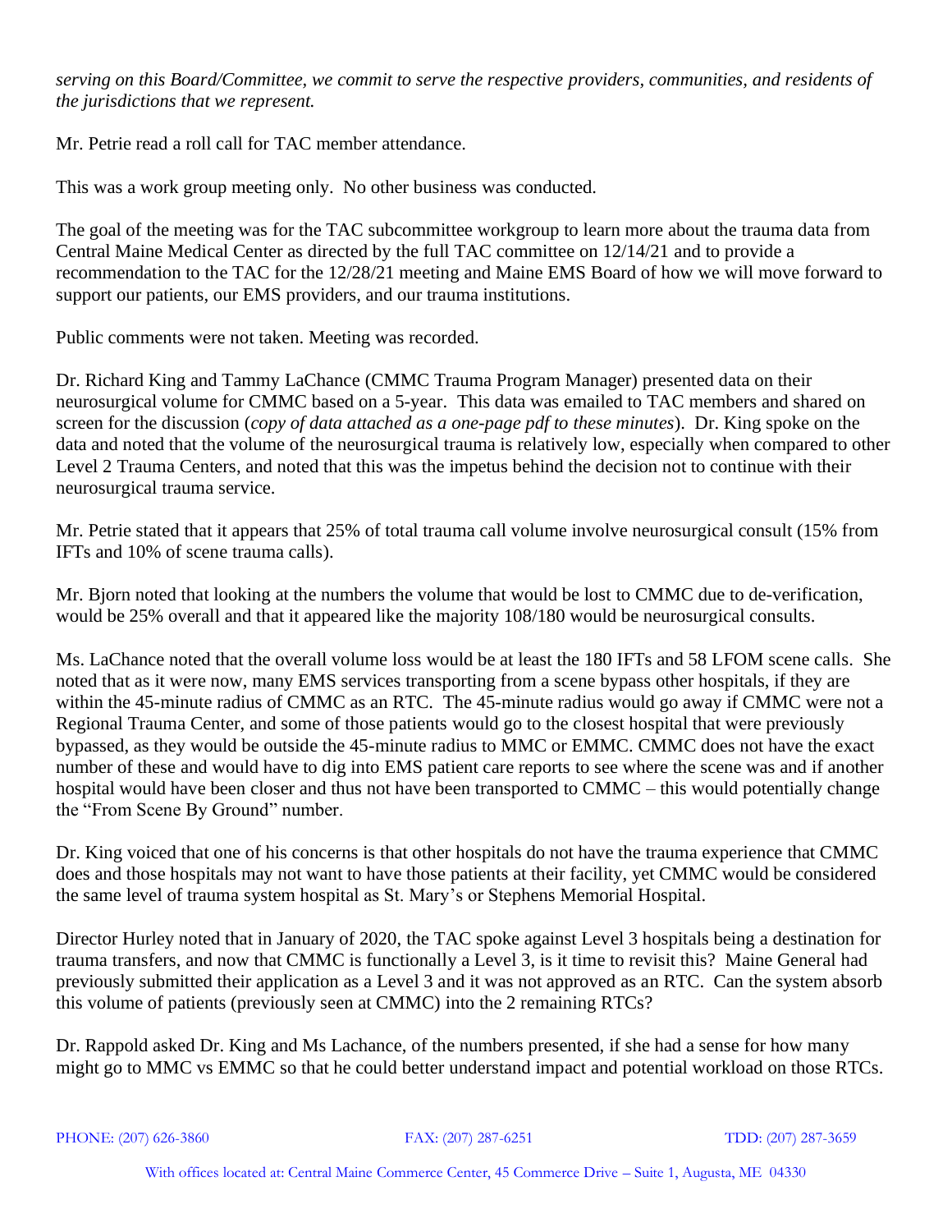*serving on this Board/Committee, we commit to serve the respective providers, communities, and residents of the jurisdictions that we represent.*

Mr. Petrie read a roll call for TAC member attendance.

This was a work group meeting only. No other business was conducted.

The goal of the meeting was for the TAC subcommittee workgroup to learn more about the trauma data from Central Maine Medical Center as directed by the full TAC committee on 12/14/21 and to provide a recommendation to the TAC for the 12/28/21 meeting and Maine EMS Board of how we will move forward to support our patients, our EMS providers, and our trauma institutions.

Public comments were not taken. Meeting was recorded.

Dr. Richard King and Tammy LaChance (CMMC Trauma Program Manager) presented data on their neurosurgical volume for CMMC based on a 5-year. This data was emailed to TAC members and shared on screen for the discussion (*copy of data attached as a one-page pdf to these minutes*). Dr. King spoke on the data and noted that the volume of the neurosurgical trauma is relatively low, especially when compared to other Level 2 Trauma Centers, and noted that this was the impetus behind the decision not to continue with their neurosurgical trauma service.

Mr. Petrie stated that it appears that 25% of total trauma call volume involve neurosurgical consult (15% from IFTs and 10% of scene trauma calls).

Mr. Bjorn noted that looking at the numbers the volume that would be lost to CMMC due to de-verification, would be 25% overall and that it appeared like the majority 108/180 would be neurosurgical consults.

Ms. LaChance noted that the overall volume loss would be at least the 180 IFTs and 58 LFOM scene calls. She noted that as it were now, many EMS services transporting from a scene bypass other hospitals, if they are within the 45-minute radius of CMMC as an RTC. The 45-minute radius would go away if CMMC were not a Regional Trauma Center, and some of those patients would go to the closest hospital that were previously bypassed, as they would be outside the 45-minute radius to MMC or EMMC. CMMC does not have the exact number of these and would have to dig into EMS patient care reports to see where the scene was and if another hospital would have been closer and thus not have been transported to CMMC – this would potentially change the "From Scene By Ground" number.

Dr. King voiced that one of his concerns is that other hospitals do not have the trauma experience that CMMC does and those hospitals may not want to have those patients at their facility, yet CMMC would be considered the same level of trauma system hospital as St. Mary's or Stephens Memorial Hospital.

Director Hurley noted that in January of 2020, the TAC spoke against Level 3 hospitals being a destination for trauma transfers, and now that CMMC is functionally a Level 3, is it time to revisit this? Maine General had previously submitted their application as a Level 3 and it was not approved as an RTC. Can the system absorb this volume of patients (previously seen at CMMC) into the 2 remaining RTCs?

Dr. Rappold asked Dr. King and Ms Lachance, of the numbers presented, if she had a sense for how many might go to MMC vs EMMC so that he could better understand impact and potential workload on those RTCs.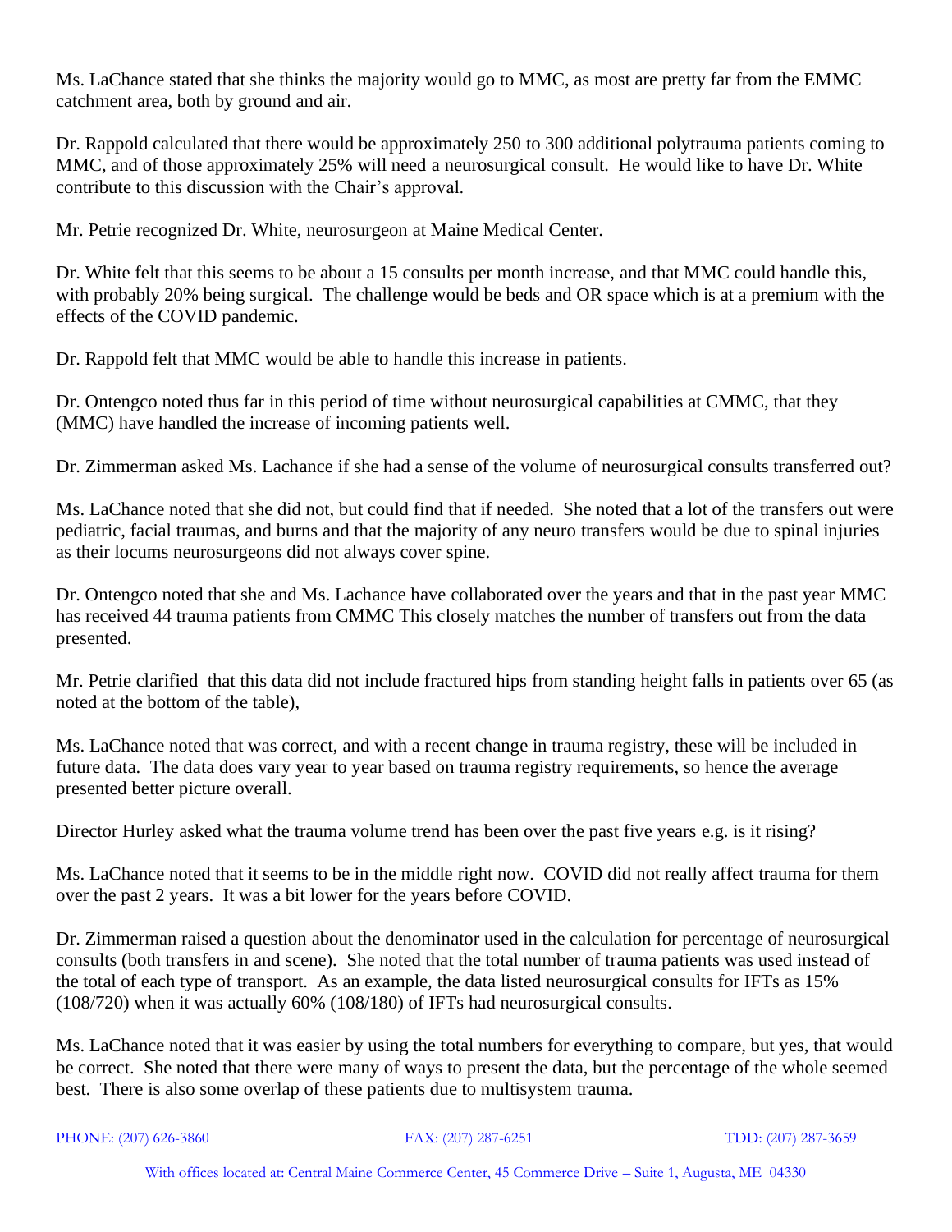Ms. LaChance stated that she thinks the majority would go to MMC, as most are pretty far from the EMMC catchment area, both by ground and air.

Dr. Rappold calculated that there would be approximately 250 to 300 additional polytrauma patients coming to MMC, and of those approximately 25% will need a neurosurgical consult. He would like to have Dr. White contribute to this discussion with the Chair's approval.

Mr. Petrie recognized Dr. White, neurosurgeon at Maine Medical Center.

Dr. White felt that this seems to be about a 15 consults per month increase, and that MMC could handle this, with probably 20% being surgical. The challenge would be beds and OR space which is at a premium with the effects of the COVID pandemic.

Dr. Rappold felt that MMC would be able to handle this increase in patients.

Dr. Ontengco noted thus far in this period of time without neurosurgical capabilities at CMMC, that they (MMC) have handled the increase of incoming patients well.

Dr. Zimmerman asked Ms. Lachance if she had a sense of the volume of neurosurgical consults transferred out?

Ms. LaChance noted that she did not, but could find that if needed. She noted that a lot of the transfers out were pediatric, facial traumas, and burns and that the majority of any neuro transfers would be due to spinal injuries as their locums neurosurgeons did not always cover spine.

Dr. Ontengco noted that she and Ms. Lachance have collaborated over the years and that in the past year MMC has received 44 trauma patients from CMMC This closely matches the number of transfers out from the data presented.

Mr. Petrie clarified that this data did not include fractured hips from standing height falls in patients over 65 (as noted at the bottom of the table),

Ms. LaChance noted that was correct, and with a recent change in trauma registry, these will be included in future data. The data does vary year to year based on trauma registry requirements, so hence the average presented better picture overall.

Director Hurley asked what the trauma volume trend has been over the past five years e.g. is it rising?

Ms. LaChance noted that it seems to be in the middle right now. COVID did not really affect trauma for them over the past 2 years. It was a bit lower for the years before COVID.

Dr. Zimmerman raised a question about the denominator used in the calculation for percentage of neurosurgical consults (both transfers in and scene). She noted that the total number of trauma patients was used instead of the total of each type of transport. As an example, the data listed neurosurgical consults for IFTs as 15% (108/720) when it was actually 60% (108/180) of IFTs had neurosurgical consults.

Ms. LaChance noted that it was easier by using the total numbers for everything to compare, but yes, that would be correct. She noted that there were many of ways to present the data, but the percentage of the whole seemed best. There is also some overlap of these patients due to multisystem trauma.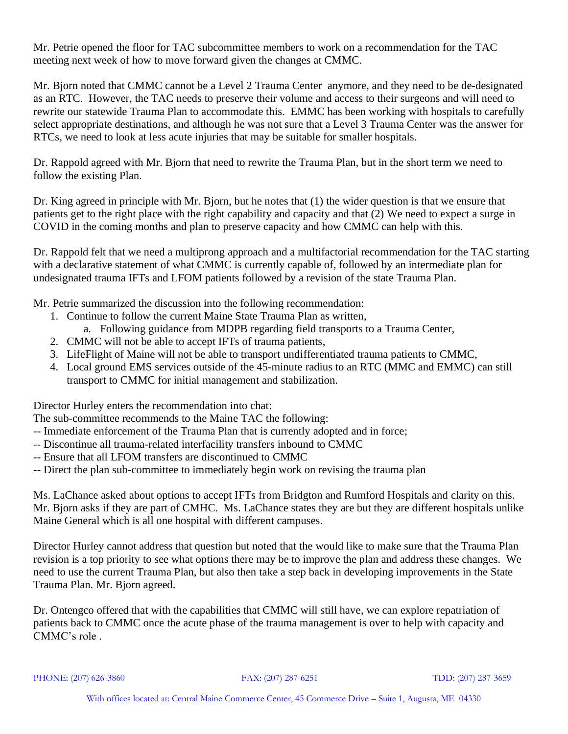Mr. Petrie opened the floor for TAC subcommittee members to work on a recommendation for the TAC meeting next week of how to move forward given the changes at CMMC.

Mr. Bjorn noted that CMMC cannot be a Level 2 Trauma Center anymore, and they need to be de-designated as an RTC. However, the TAC needs to preserve their volume and access to their surgeons and will need to rewrite our statewide Trauma Plan to accommodate this. EMMC has been working with hospitals to carefully select appropriate destinations, and although he was not sure that a Level 3 Trauma Center was the answer for RTCs, we need to look at less acute injuries that may be suitable for smaller hospitals.

Dr. Rappold agreed with Mr. Bjorn that need to rewrite the Trauma Plan, but in the short term we need to follow the existing Plan.

Dr. King agreed in principle with Mr. Bjorn, but he notes that (1) the wider question is that we ensure that patients get to the right place with the right capability and capacity and that (2) We need to expect a surge in COVID in the coming months and plan to preserve capacity and how CMMC can help with this.

Dr. Rappold felt that we need a multiprong approach and a multifactorial recommendation for the TAC starting with a declarative statement of what CMMC is currently capable of, followed by an intermediate plan for undesignated trauma IFTs and LFOM patients followed by a revision of the state Trauma Plan.

Mr. Petrie summarized the discussion into the following recommendation:

1. Continue to follow the current Maine State Trauma Plan as written,
   a. Following guidance from MDPB regarding field transports to a Trauma Center,
2. CMMC will not be able to accept IFTs of trauma patients,
3. LifeFlight of Maine will not be able to transport undifferentiated trauma patients to CMMC,
4. Local ground EMS services outside of the 45-minute radius to an RTC (MMC and EMMC) can still transport to CMMC for initial management and stabilization.

Director Hurley enters the recommendation into chat:
The sub-committee recommends to the Maine TAC the following:
-- Immediate enforcement of the Trauma Plan that is currently adopted and in force;
-- Discontinue all trauma-related interfacility transfers inbound to CMMC
-- Ensure that all LFOM transfers are discontinued to CMMC
-- Direct the plan sub-committee to immediately begin work on revising the trauma plan

Ms. LaChance asked about options to accept IFTs from Bridgton and Rumford Hospitals and clarity on this. Mr. Bjorn asks if they are part of CMHC. Ms. LaChance states they are but they are different hospitals unlike Maine General which is all one hospital with different campuses.

Director Hurley cannot address that question but noted that the would like to make sure that the Trauma Plan revision is a top priority to see what options there may be to improve the plan and address these changes. We need to use the current Trauma Plan, but also then take a step back in developing improvements in the State Trauma Plan. Mr. Bjorn agreed.

Dr. Ontengco offered that with the capabilities that CMMC will still have, we can explore repatriation of patients back to CMMC once the acute phase of the trauma management is over to help with capacity and CMMC's role .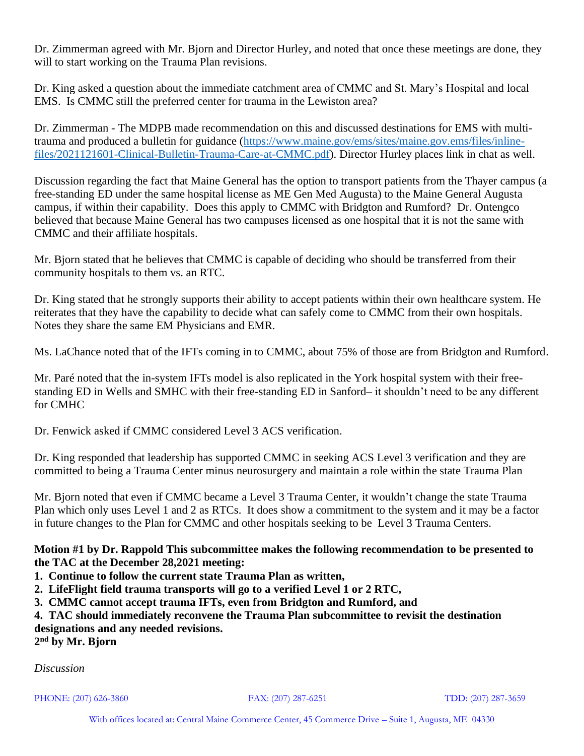Dr. Zimmerman agreed with Mr. Bjorn and Director Hurley, and noted that once these meetings are done, they will to start working on the Trauma Plan revisions.

Dr. King asked a question about the immediate catchment area of CMMC and St. Mary's Hospital and local EMS. Is CMMC still the preferred center for trauma in the Lewiston area?

Dr. Zimmerman - The MDPB made recommendation on this and discussed destinations for EMS with multi-trauma and produced a bulletin for guidance (https://www.maine.gov/ems/sites/maine.gov.ems/files/inline-files/2021121601-Clinical-Bulletin-Trauma-Care-at-CMMC.pdf). Director Hurley places link in chat as well.

Discussion regarding the fact that Maine General has the option to transport patients from the Thayer campus (a free-standing ED under the same hospital license as ME Gen Med Augusta) to the Maine General Augusta campus, if within their capability. Does this apply to CMMC with Bridgton and Rumford? Dr. Ontengco believed that because Maine General has two campuses licensed as one hospital that it is not the same with CMMC and their affiliate hospitals.

Mr. Bjorn stated that he believes that CMMC is capable of deciding who should be transferred from their community hospitals to them vs. an RTC.

Dr. King stated that he strongly supports their ability to accept patients within their own healthcare system. He reiterates that they have the capability to decide what can safely come to CMMC from their own hospitals. Notes they share the same EM Physicians and EMR.

Ms. LaChance noted that of the IFTs coming in to CMMC, about 75% of those are from Bridgton and Rumford.

Mr. Paré noted that the in-system IFTs model is also replicated in the York hospital system with their free-standing ED in Wells and SMHC with their free-standing ED in Sanford– it shouldn't need to be any different for CMHC

Dr. Fenwick asked if CMMC considered Level 3 ACS verification.

Dr. King responded that leadership has supported CMMC in seeking ACS Level 3 verification and they are committed to being a Trauma Center minus neurosurgery and maintain a role within the state Trauma Plan

Mr. Bjorn noted that even if CMMC became a Level 3 Trauma Center, it wouldn't change the state Trauma Plan which only uses Level 1 and 2 as RTCs. It does show a commitment to the system and it may be a factor in future changes to the Plan for CMMC and other hospitals seeking to be Level 3 Trauma Centers.

**Motion #1 by Dr. Rappold This subcommittee makes the following recommendation to be presented to the TAC at the December 28,2021 meeting:**

**1. Continue to follow the current state Trauma Plan as written,**
**2. LifeFlight field trauma transports will go to a verified Level 1 or 2 RTC,**
**3. CMMC cannot accept trauma IFTs, even from Bridgton and Rumford, and**
**4. TAC should immediately reconvene the Trauma Plan subcommittee to revisit the destination designations and any needed revisions.**

**2nd by Mr. Bjorn**

*Discussion*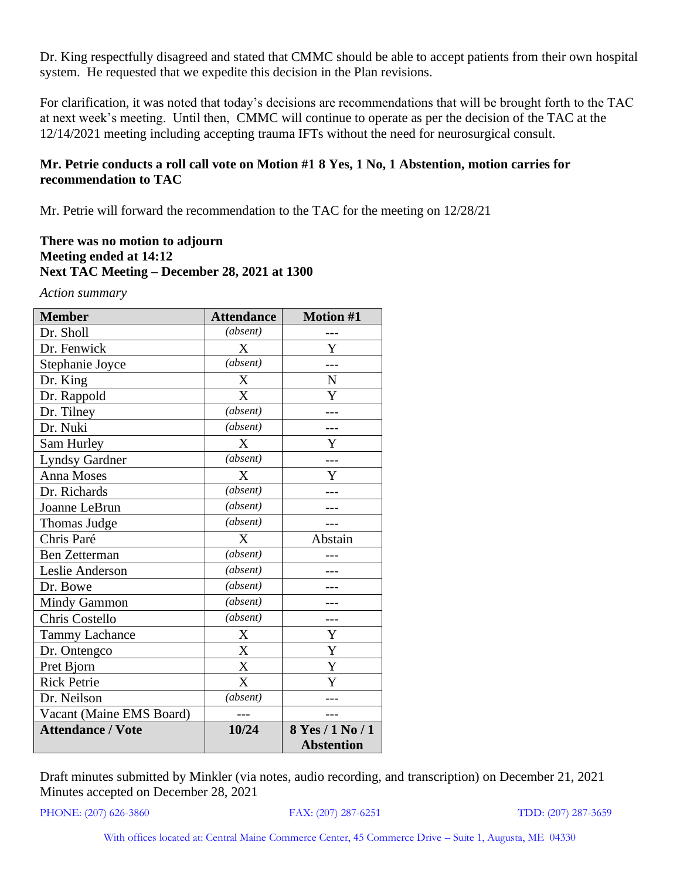Dr. King respectfully disagreed and stated that CMMC should be able to accept patients from their own hospital system. He requested that we expedite this decision in the Plan revisions.

For clarification, it was noted that today's decisions are recommendations that will be brought forth to the TAC at next week's meeting. Until then, CMMC will continue to operate as per the decision of the TAC at the 12/14/2021 meeting including accepting trauma IFTs without the need for neurosurgical consult.

**Mr. Petrie conducts a roll call vote on Motion #1 8 Yes, 1 No, 1 Abstention, motion carries for recommendation to TAC**

Mr. Petrie will forward the recommendation to the TAC for the meeting on 12/28/21

**There was no motion to adjourn**
**Meeting ended at 14:12**
**Next TAC Meeting – December 28, 2021 at 1300**

*Action summary*

| Member | Attendance | Motion #1 |
|---|---|---|
| Dr. Sholl | *(absent)* | --- |
| Dr. Fenwick | X | Y |
| Stephanie Joyce | *(absent)* | --- |
| Dr. King | X | N |
| Dr. Rappold | X | Y |
| Dr. Tilney | *(absent)* | --- |
| Dr. Nuki | *(absent)* | --- |
| Sam Hurley | X | Y |
| Lyndsy Gardner | *(absent)* | --- |
| Anna Moses | X | Y |
| Dr. Richards | *(absent)* | --- |
| Joanne LeBrun | *(absent)* | --- |
| Thomas Judge | *(absent)* | --- |
| Chris Paré | X | Abstain |
| Ben Zetterman | *(absent)* | --- |
| Leslie Anderson | *(absent)* | --- |
| Dr. Bowe | *(absent)* | --- |
| Mindy Gammon | *(absent)* | --- |
| Chris Costello | *(absent)* | --- |
| Tammy Lachance | X | Y |
| Dr. Ontengco | X | Y |
| Pret Bjorn | X | Y |
| Rick Petrie | X | Y |
| Dr. Neilson | *(absent)* | --- |
| Vacant (Maine EMS Board) | --- | --- |
| **Attendance / Vote** | **10/24** | **8 Yes / 1 No / 1 Abstention** |

Draft minutes submitted by Minkler (via notes, audio recording, and transcription) on December 21, 2021
Minutes accepted on December 28, 2021